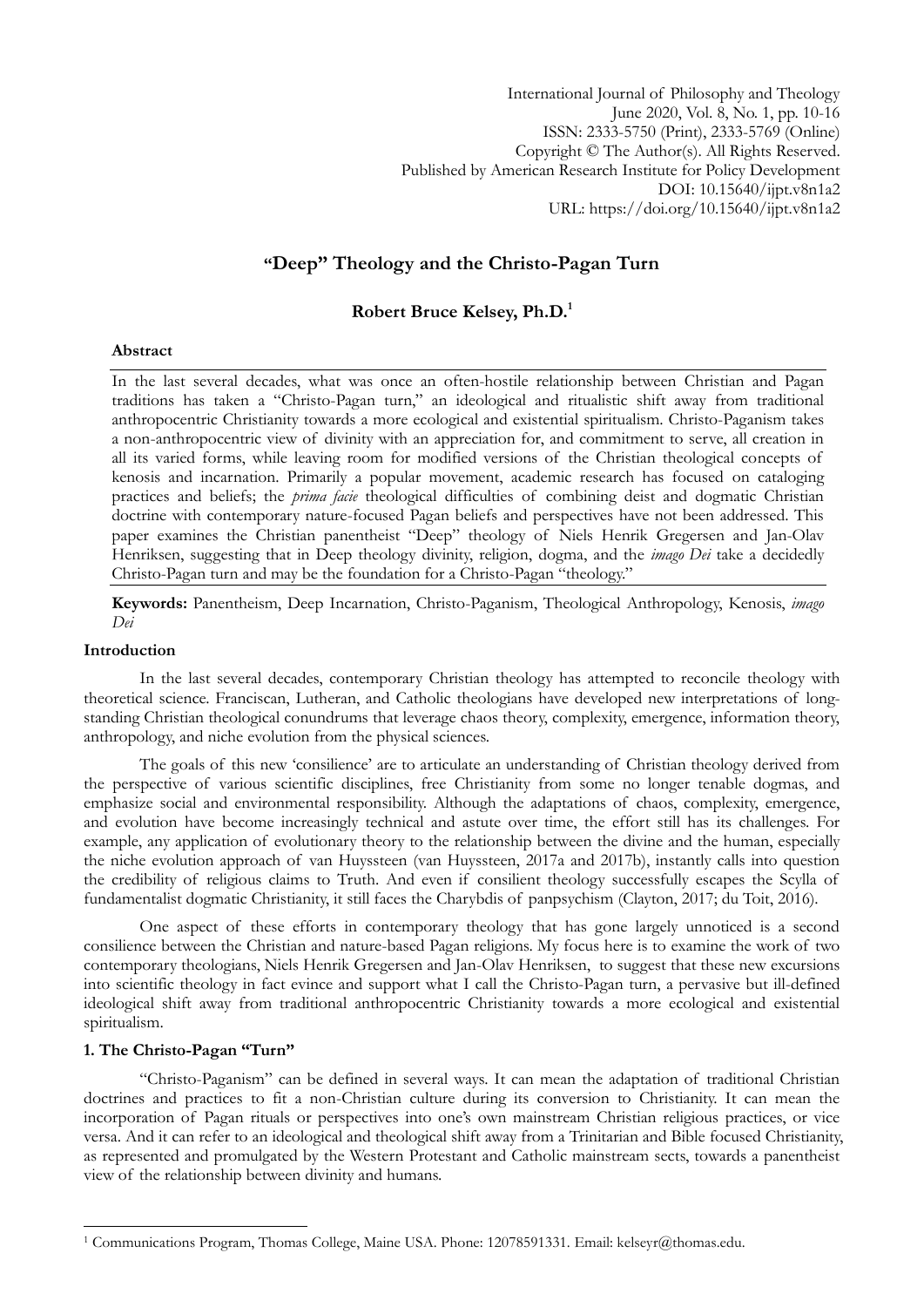International Journal of Philosophy and Theology
June 2020, Vol. 8, No. 1, pp. 10-16
ISSN: 2333-5750 (Print), 2333-5769 (Online)
Copyright © The Author(s). All Rights Reserved.
Published by American Research Institute for Policy Development
DOI: 10.15640/ijpt.v8n1a2
URL: https://doi.org/10.15640/ijpt.v8n1a2

# "Deep" Theology and the Christo-Pagan Turn

**Robert Bruce Kelsey, Ph.D.**[1]

### Abstract

In the last several decades, what was once an often-hostile relationship between Christian and Pagan traditions has taken a "Christo-Pagan turn," an ideological and ritualistic shift away from traditional anthropocentric Christianity towards a more ecological and existential spiritualism. Christo-Paganism takes a non-anthropocentric view of divinity with an appreciation for, and commitment to serve, all creation in all its varied forms, while leaving room for modified versions of the Christian theological concepts of kenosis and incarnation. Primarily a popular movement, academic research has focused on cataloging practices and beliefs; the *prima facie* theological difficulties of combining deist and dogmatic Christian doctrine with contemporary nature-focused Pagan beliefs and perspectives have not been addressed. This paper examines the Christian panentheist "Deep" theology of Niels Henrik Gregersen and Jan-Olav Henriksen, suggesting that in Deep theology divinity, religion, dogma, and the *imago Dei* take a decidedly Christo-Pagan turn and may be the foundation for a Christo-Pagan "theology."

**Keywords:** Panentheism, Deep Incarnation, Christo-Paganism, Theological Anthropology, Kenosis, *imago Dei*

### Introduction

In the last several decades, contemporary Christian theology has attempted to reconcile theology with theoretical science. Franciscan, Lutheran, and Catholic theologians have developed new interpretations of long-standing Christian theological conundrums that leverage chaos theory, complexity, emergence, information theory, anthropology, and niche evolution from the physical sciences.

The goals of this new 'consilience' are to articulate an understanding of Christian theology derived from the perspective of various scientific disciplines, free Christianity from some no longer tenable dogmas, and emphasize social and environmental responsibility. Although the adaptations of chaos, complexity, emergence, and evolution have become increasingly technical and astute over time, the effort still has its challenges. For example, any application of evolutionary theory to the relationship between the divine and the human, especially the niche evolution approach of van Huyssteen (van Huyssteen, 2017a and 2017b), instantly calls into question the credibility of religious claims to Truth. And even if consilient theology successfully escapes the Scylla of fundamentalist dogmatic Christianity, it still faces the Charybdis of panpsychism (Clayton, 2017; du Toit, 2016).

One aspect of these efforts in contemporary theology that has gone largely unnoticed is a second consilience between the Christian and nature-based Pagan religions. My focus here is to examine the work of two contemporary theologians, Niels Henrik Gregersen and Jan-Olav Henriksen, to suggest that these new excursions into scientific theology in fact evince and support what I call the Christo-Pagan turn, a pervasive but ill-defined ideological shift away from traditional anthropocentric Christianity towards a more ecological and existential spiritualism.

### 1. The Christo-Pagan "Turn"

"Christo-Paganism" can be defined in several ways. It can mean the adaptation of traditional Christian doctrines and practices to fit a non-Christian culture during its conversion to Christianity. It can mean the incorporation of Pagan rituals or perspectives into one's own mainstream Christian religious practices, or vice versa. And it can refer to an ideological and theological shift away from a Trinitarian and Bible focused Christianity, as represented and promulgated by the Western Protestant and Catholic mainstream sects, towards a panentheist view of the relationship between divinity and humans.

---

[1] Communications Program, Thomas College, Maine USA. Phone: 12078591331. Email: kelseyr@thomas.edu.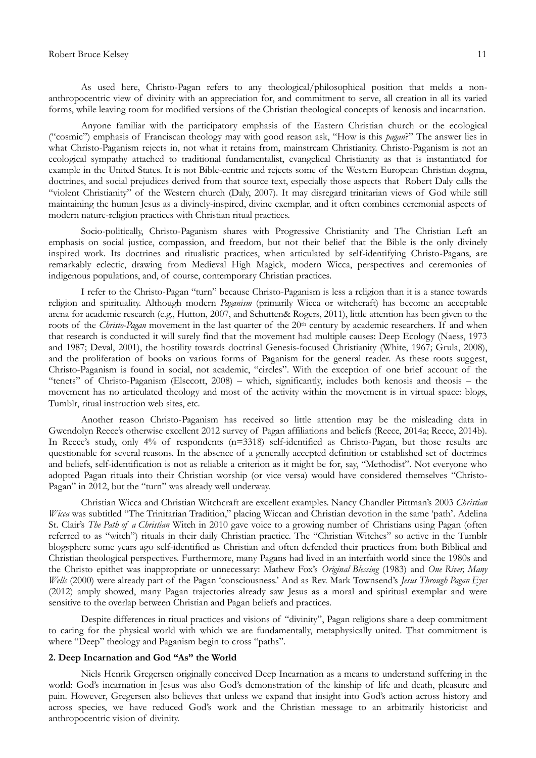As used here, Christo-Pagan refers to any theological/philosophical position that melds a non-anthropocentric view of divinity with an appreciation for, and commitment to serve, all creation in all its varied forms, while leaving room for modified versions of the Christian theological concepts of kenosis and incarnation.

Anyone familiar with the participatory emphasis of the Eastern Christian church or the ecological ("cosmic") emphasis of Franciscan theology may with good reason ask, "How is this *pagan*?" The answer lies in what Christo-Paganism rejects in, not what it retains from, mainstream Christianity. Christo-Paganism is not an ecological sympathy attached to traditional fundamentalist, evangelical Christianity as that is instantiated for example in the United States. It is not Bible-centric and rejects some of the Western European Christian dogma, doctrines, and social prejudices derived from that source text, especially those aspects that Robert Daly calls the "violent Christianity" of the Western church (Daly, 2007). It may disregard trinitarian views of God while still maintaining the human Jesus as a divinely-inspired, divine exemplar, and it often combines ceremonial aspects of modern nature-religion practices with Christian ritual practices.

Socio-politically, Christo-Paganism shares with Progressive Christianity and The Christian Left an emphasis on social justice, compassion, and freedom, but not their belief that the Bible is the only divinely inspired work. Its doctrines and ritualistic practices, when articulated by self-identifying Christo-Pagans, are remarkably eclectic, drawing from Medieval High Magick, modern Wicca, perspectives and ceremonies of indigenous populations, and, of course, contemporary Christian practices.

I refer to the Christo-Pagan "turn" because Christo-Paganism is less a religion than it is a stance towards religion and spirituality. Although modern *Paganism* (primarily Wicca or witchcraft) has become an acceptable arena for academic research (e.g., Hutton, 2007, and Schutten& Rogers, 2011), little attention has been given to the roots of the *Christo-Pagan* movement in the last quarter of the 20th century by academic researchers. If and when that research is conducted it will surely find that the movement had multiple causes: Deep Ecology (Naess, 1973 and 1987; Deval, 2001), the hostility towards doctrinal Genesis-focused Christianity (White, 1967; Grula, 2008), and the proliferation of books on various forms of Paganism for the general reader. As these roots suggest, Christo-Paganism is found in social, not academic, "circles". With the exception of one brief account of the "tenets" of Christo-Paganism (Elsecott, 2008) – which, significantly, includes both kenosis and theosis – the movement has no articulated theology and most of the activity within the movement is in virtual space: blogs, Tumblr, ritual instruction web sites, etc.

Another reason Christo-Paganism has received so little attention may be the misleading data in Gwendolyn Reece's otherwise excellent 2012 survey of Pagan affiliations and beliefs (Reece, 2014a; Reece, 2014b). In Reece's study, only 4% of respondents (n=3318) self-identified as Christo-Pagan, but those results are questionable for several reasons. In the absence of a generally accepted definition or established set of doctrines and beliefs, self-identification is not as reliable a criterion as it might be for, say, "Methodist". Not everyone who adopted Pagan rituals into their Christian worship (or vice versa) would have considered themselves "Christo-Pagan" in 2012, but the "turn" was already well underway.

Christian Wicca and Christian Witchcraft are excellent examples. Nancy Chandler Pittman's 2003 *Christian Wicca* was subtitled "The Trinitarian Tradition," placing Wiccan and Christian devotion in the same 'path'. Adelina St. Clair's *The Path of a Christian* Witch in 2010 gave voice to a growing number of Christians using Pagan (often referred to as "witch") rituals in their daily Christian practice. The "Christian Witches" so active in the Tumblr blogsphere some years ago self-identified as Christian and often defended their practices from both Biblical and Christian theological perspectives. Furthermore, many Pagans had lived in an interfaith world since the 1980s and the Christo epithet was inappropriate or unnecessary: Mathew Fox's *Original Blessing* (1983) and *One River, Many Wells* (2000) were already part of the Pagan 'consciousness.' And as Rev. Mark Townsend's *Jesus Through Pagan Eyes* (2012) amply showed, many Pagan trajectories already saw Jesus as a moral and spiritual exemplar and were sensitive to the overlap between Christian and Pagan beliefs and practices.

Despite differences in ritual practices and visions of "divinity", Pagan religions share a deep commitment to caring for the physical world with which we are fundamentally, metaphysically united. That commitment is where "Deep" theology and Paganism begin to cross "paths".

## 2. Deep Incarnation and God "As" the World

Niels Henrik Gregersen originally conceived Deep Incarnation as a means to understand suffering in the world: God's incarnation in Jesus was also God's demonstration of the kinship of life and death, pleasure and pain. However, Gregersen also believes that unless we expand that insight into God's action across history and across species, we have reduced God's work and the Christian message to an arbitrarily historicist and anthropocentric vision of divinity.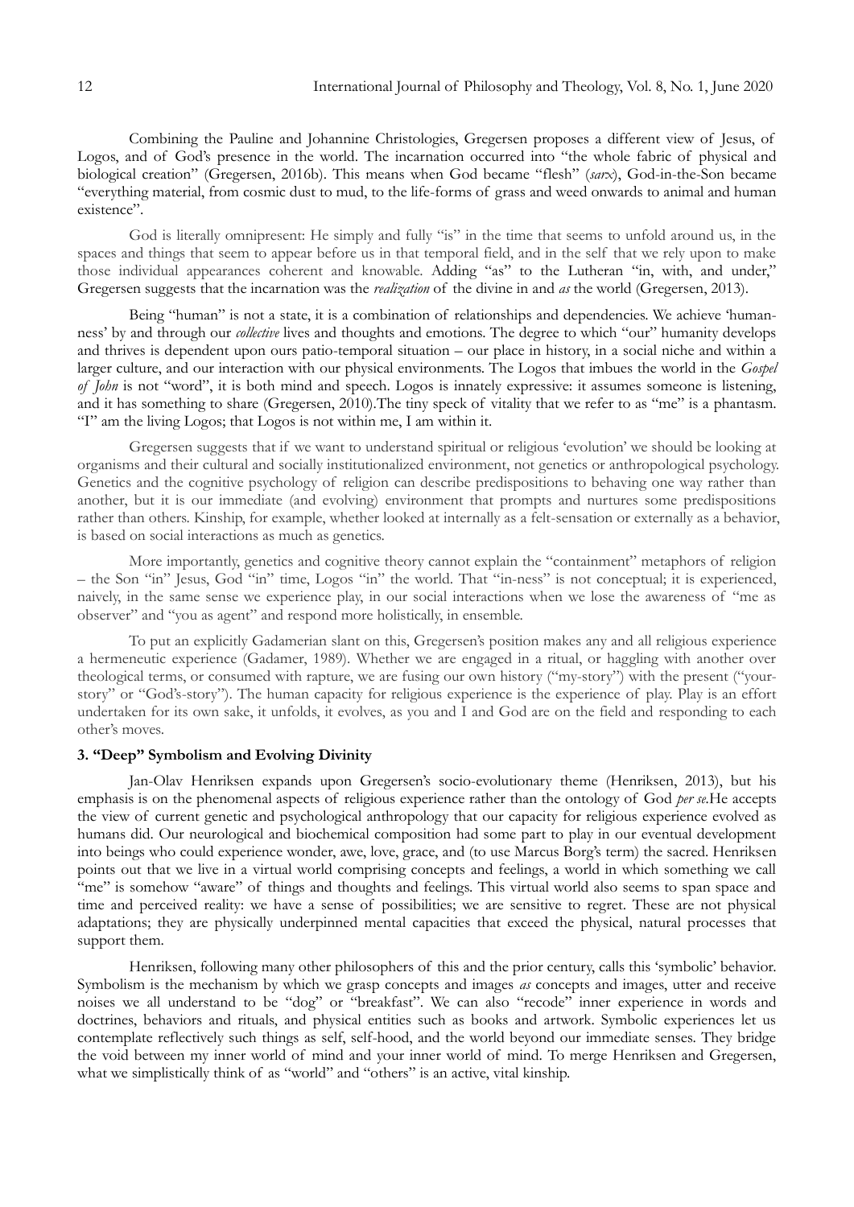Combining the Pauline and Johannine Christologies, Gregersen proposes a different view of Jesus, of Logos, and of God's presence in the world. The incarnation occurred into "the whole fabric of physical and biological creation" (Gregersen, 2016b). This means when God became "flesh" (*sarx*), God-in-the-Son became "everything material, from cosmic dust to mud, to the life-forms of grass and weed onwards to animal and human existence".

God is literally omnipresent: He simply and fully "is" in the time that seems to unfold around us, in the spaces and things that seem to appear before us in that temporal field, and in the self that we rely upon to make those individual appearances coherent and knowable. Adding "as" to the Lutheran "in, with, and under," Gregersen suggests that the incarnation was the *realization* of the divine in and *as* the world (Gregersen, 2013).

Being "human" is not a state, it is a combination of relationships and dependencies. We achieve 'human-ness' by and through our *collective* lives and thoughts and emotions. The degree to which "our" humanity develops and thrives is dependent upon ours patio-temporal situation – our place in history, in a social niche and within a larger culture, and our interaction with our physical environments. The Logos that imbues the world in the *Gospel of John* is not "word", it is both mind and speech. Logos is innately expressive: it assumes someone is listening, and it has something to share (Gregersen, 2010).The tiny speck of vitality that we refer to as "me" is a phantasm. "I" am the living Logos; that Logos is not within me, I am within it.

Gregersen suggests that if we want to understand spiritual or religious 'evolution' we should be looking at organisms and their cultural and socially institutionalized environment, not genetics or anthropological psychology. Genetics and the cognitive psychology of religion can describe predispositions to behaving one way rather than another, but it is our immediate (and evolving) environment that prompts and nurtures some predispositions rather than others. Kinship, for example, whether looked at internally as a felt-sensation or externally as a behavior, is based on social interactions as much as genetics.

More importantly, genetics and cognitive theory cannot explain the "containment" metaphors of religion – the Son "in" Jesus, God "in" time, Logos "in" the world. That "in-ness" is not conceptual; it is experienced, naively, in the same sense we experience play, in our social interactions when we lose the awareness of "me as observer" and "you as agent" and respond more holistically, in ensemble.

To put an explicitly Gadamerian slant on this, Gregersen's position makes any and all religious experience a hermeneutic experience (Gadamer, 1989). Whether we are engaged in a ritual, or haggling with another over theological terms, or consumed with rapture, we are fusing our own history ("my-story") with the present ("your-story" or "God's-story"). The human capacity for religious experience is the experience of play. Play is an effort undertaken for its own sake, it unfolds, it evolves, as you and I and God are on the field and responding to each other's moves.

### 3. "Deep" Symbolism and Evolving Divinity

Jan-Olav Henriksen expands upon Gregersen's socio-evolutionary theme (Henriksen, 2013), but his emphasis is on the phenomenal aspects of religious experience rather than the ontology of God *per se*.He accepts the view of current genetic and psychological anthropology that our capacity for religious experience evolved as humans did. Our neurological and biochemical composition had some part to play in our eventual development into beings who could experience wonder, awe, love, grace, and (to use Marcus Borg's term) the sacred. Henriksen points out that we live in a virtual world comprising concepts and feelings, a world in which something we call "me" is somehow "aware" of things and thoughts and feelings. This virtual world also seems to span space and time and perceived reality: we have a sense of possibilities; we are sensitive to regret. These are not physical adaptations; they are physically underpinned mental capacities that exceed the physical, natural processes that support them.

Henriksen, following many other philosophers of this and the prior century, calls this 'symbolic' behavior. Symbolism is the mechanism by which we grasp concepts and images *as* concepts and images, utter and receive noises we all understand to be "dog" or "breakfast". We can also "recode" inner experience in words and doctrines, behaviors and rituals, and physical entities such as books and artwork. Symbolic experiences let us contemplate reflectively such things as self, self-hood, and the world beyond our immediate senses. They bridge the void between my inner world of mind and your inner world of mind. To merge Henriksen and Gregersen, what we simplistically think of as "world" and "others" is an active, vital kinship.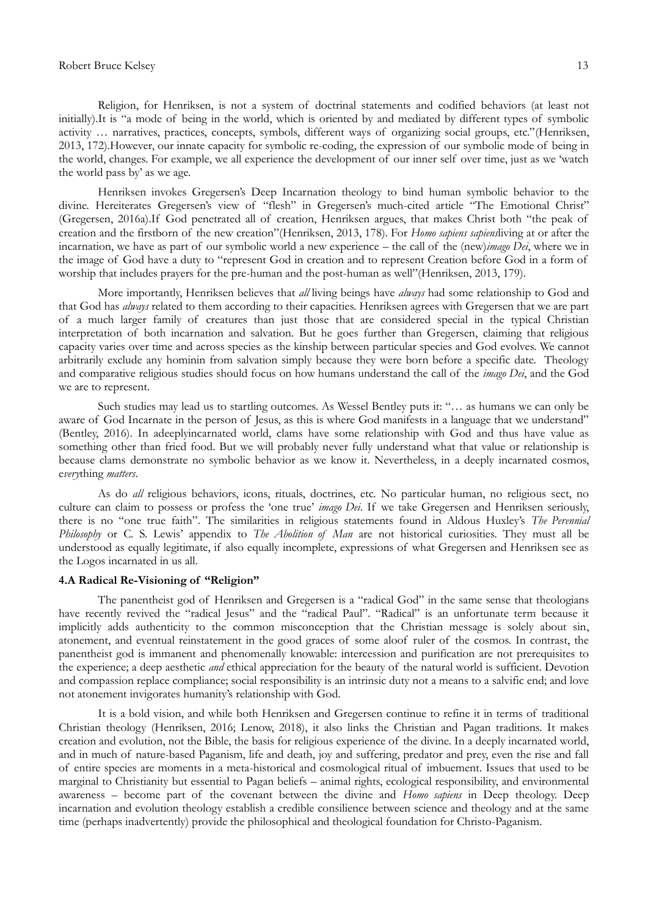Religion, for Henriksen, is not a system of doctrinal statements and codified behaviors (at least not initially).It is "a mode of being in the world, which is oriented by and mediated by different types of symbolic activity … narratives, practices, concepts, symbols, different ways of organizing social groups, etc."(Henriksen, 2013, 172).However, our innate capacity for symbolic re-coding, the expression of our symbolic mode of being in the world, changes. For example, we all experience the development of our inner self over time, just as we 'watch the world pass by' as we age.

Henriksen invokes Gregersen's Deep Incarnation theology to bind human symbolic behavior to the divine. Hereiterates Gregersen's view of "flesh" in Gregersen's much-cited article "The Emotional Christ" (Gregersen, 2016a).If God penetrated all of creation, Henriksen argues, that makes Christ both "the peak of creation and the firstborn of the new creation"(Henriksen, 2013, 178). For *Homo sapiens sapiens*living at or after the incarnation, we have as part of our symbolic world a new experience – the call of the (new)*imago Dei*, where we in the image of God have a duty to "represent God in creation and to represent Creation before God in a form of worship that includes prayers for the pre-human and the post-human as well"(Henriksen, 2013, 179).

More importantly, Henriksen believes that *all* living beings have *always* had some relationship to God and that God has *always* related to them according to their capacities. Henriksen agrees with Gregersen that we are part of a much larger family of creatures than just those that are considered special in the typical Christian interpretation of both incarnation and salvation. But he goes further than Gregersen, claiming that religious capacity varies over time and across species as the kinship between particular species and God evolves. We cannot arbitrarily exclude any hominin from salvation simply because they were born before a specific date. Theology and comparative religious studies should focus on how humans understand the call of the *imago Dei*, and the God we are to represent.

Such studies may lead us to startling outcomes. As Wessel Bentley puts it: "… as humans we can only be aware of God Incarnate in the person of Jesus, as this is where God manifests in a language that we understand" (Bentley, 2016). In adeeplyincarnated world, clams have some relationship with God and thus have value as something other than fried food. But we will probably never fully understand what that value or relationship is because clams demonstrate no symbolic behavior as we know it. Nevertheless, in a deeply incarnated cosmos, e*very*thing *matters*.

As do *all* religious behaviors, icons, rituals, doctrines, etc. No particular human, no religious sect, no culture can claim to possess or profess the 'one true' *imago Dei*. If we take Gregersen and Henriksen seriously, there is no "one true faith". The similarities in religious statements found in Aldous Huxley's *The Perennial Philosophy* or C. S. Lewis' appendix to *The Abolition of Man* are not historical curiosities. They must all be understood as equally legitimate, if also equally incomplete, expressions of what Gregersen and Henriksen see as the Logos incarnated in us all.

## 4.A Radical Re-Visioning of "Religion"

The panentheist god of Henriksen and Gregersen is a "radical God" in the same sense that theologians have recently revived the "radical Jesus" and the "radical Paul". "Radical" is an unfortunate term because it implicitly adds authenticity to the common misconception that the Christian message is solely about sin, atonement, and eventual reinstatement in the good graces of some aloof ruler of the cosmos. In contrast, the panentheist god is immanent and phenomenally knowable: intercession and purification are not prerequisites to the experience; a deep aesthetic *and* ethical appreciation for the beauty of the natural world is sufficient. Devotion and compassion replace compliance; social responsibility is an intrinsic duty not a means to a salvific end; and love not atonement invigorates humanity's relationship with God.

It is a bold vision, and while both Henriksen and Gregersen continue to refine it in terms of traditional Christian theology (Henriksen, 2016; Lenow, 2018), it also links the Christian and Pagan traditions. It makes creation and evolution, not the Bible, the basis for religious experience of the divine. In a deeply incarnated world, and in much of nature-based Paganism, life and death, joy and suffering, predator and prey, even the rise and fall of entire species are moments in a meta-historical and cosmological ritual of imbuement. Issues that used to be marginal to Christianity but essential to Pagan beliefs – animal rights, ecological responsibility, and environmental awareness – become part of the covenant between the divine and *Homo sapiens* in Deep theology. Deep incarnation and evolution theology establish a credible consilience between science and theology and at the same time (perhaps inadvertently) provide the philosophical and theological foundation for Christo-Paganism.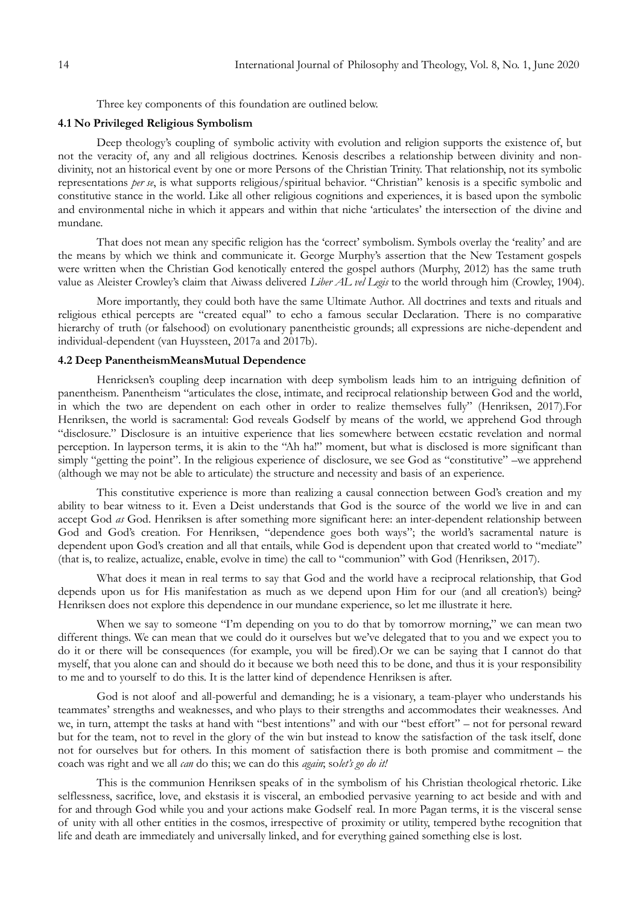Three key components of this foundation are outlined below.

### 4.1 No Privileged Religious Symbolism

Deep theology's coupling of symbolic activity with evolution and religion supports the existence of, but not the veracity of, any and all religious doctrines. Kenosis describes a relationship between divinity and non-divinity, not an historical event by one or more Persons of the Christian Trinity. That relationship, not its symbolic representations *per se*, is what supports religious/spiritual behavior. "Christian" kenosis is a specific symbolic and constitutive stance in the world. Like all other religious cognitions and experiences, it is based upon the symbolic and environmental niche in which it appears and within that niche 'articulates' the intersection of the divine and mundane.

That does not mean any specific religion has the 'correct' symbolism. Symbols overlay the 'reality' and are the means by which we think and communicate it. George Murphy's assertion that the New Testament gospels were written when the Christian God kenotically entered the gospel authors (Murphy, 2012) has the same truth value as Aleister Crowley's claim that Aiwass delivered *Liber AL vel Legis* to the world through him (Crowley, 1904).

More importantly, they could both have the same Ultimate Author. All doctrines and texts and rituals and religious ethical percepts are "created equal" to echo a famous secular Declaration. There is no comparative hierarchy of truth (or falsehood) on evolutionary panentheistic grounds; all expressions are niche-dependent and individual-dependent (van Huyssteen, 2017a and 2017b).

### 4.2 Deep PanentheismMeansMutual Dependence

Henricksen's coupling deep incarnation with deep symbolism leads him to an intriguing definition of panentheism. Panentheism "articulates the close, intimate, and reciprocal relationship between God and the world, in which the two are dependent on each other in order to realize themselves fully" (Henriksen, 2017).For Henriksen, the world is sacramental: God reveals Godself by means of the world, we apprehend God through "disclosure." Disclosure is an intuitive experience that lies somewhere between ecstatic revelation and normal perception. In layperson terms, it is akin to the "Ah ha!" moment, but what is disclosed is more significant than simply "getting the point". In the religious experience of disclosure, we see God as "constitutive" –we apprehend (although we may not be able to articulate) the structure and necessity and basis of an experience.

This constitutive experience is more than realizing a causal connection between God's creation and my ability to bear witness to it. Even a Deist understands that God is the source of the world we live in and can accept God *as* God. Henriksen is after something more significant here: an inter-dependent relationship between God and God's creation. For Henriksen, "dependence goes both ways"; the world's sacramental nature is dependent upon God's creation and all that entails, while God is dependent upon that created world to "mediate" (that is, to realize, actualize, enable, evolve in time) the call to "communion" with God (Henriksen, 2017).

What does it mean in real terms to say that God and the world have a reciprocal relationship, that God depends upon us for His manifestation as much as we depend upon Him for our (and all creation's) being? Henriksen does not explore this dependence in our mundane experience, so let me illustrate it here.

When we say to someone "I'm depending on you to do that by tomorrow morning," we can mean two different things. We can mean that we could do it ourselves but we've delegated that to you and we expect you to do it or there will be consequences (for example, you will be fired).Or we can be saying that I cannot do that myself, that you alone can and should do it because we both need this to be done, and thus it is your responsibility to me and to yourself to do this. It is the latter kind of dependence Henriksen is after.

God is not aloof and all-powerful and demanding; he is a visionary, a team-player who understands his teammates' strengths and weaknesses, and who plays to their strengths and accommodates their weaknesses. And we, in turn, attempt the tasks at hand with "best intentions" and with our "best effort" – not for personal reward but for the team, not to revel in the glory of the win but instead to know the satisfaction of the task itself, done not for ourselves but for others. In this moment of satisfaction there is both promise and commitment – the coach was right and we all *can* do this; we can do this *again*; so*let's go do it!*

This is the communion Henriksen speaks of in the symbolism of his Christian theological rhetoric. Like selflessness, sacrifice, love, and ekstasis it is visceral, an embodied pervasive yearning to act beside and with and for and through God while you and your actions make Godself real. In more Pagan terms, it is the visceral sense of unity with all other entities in the cosmos, irrespective of proximity or utility, tempered bythe recognition that life and death are immediately and universally linked, and for everything gained something else is lost.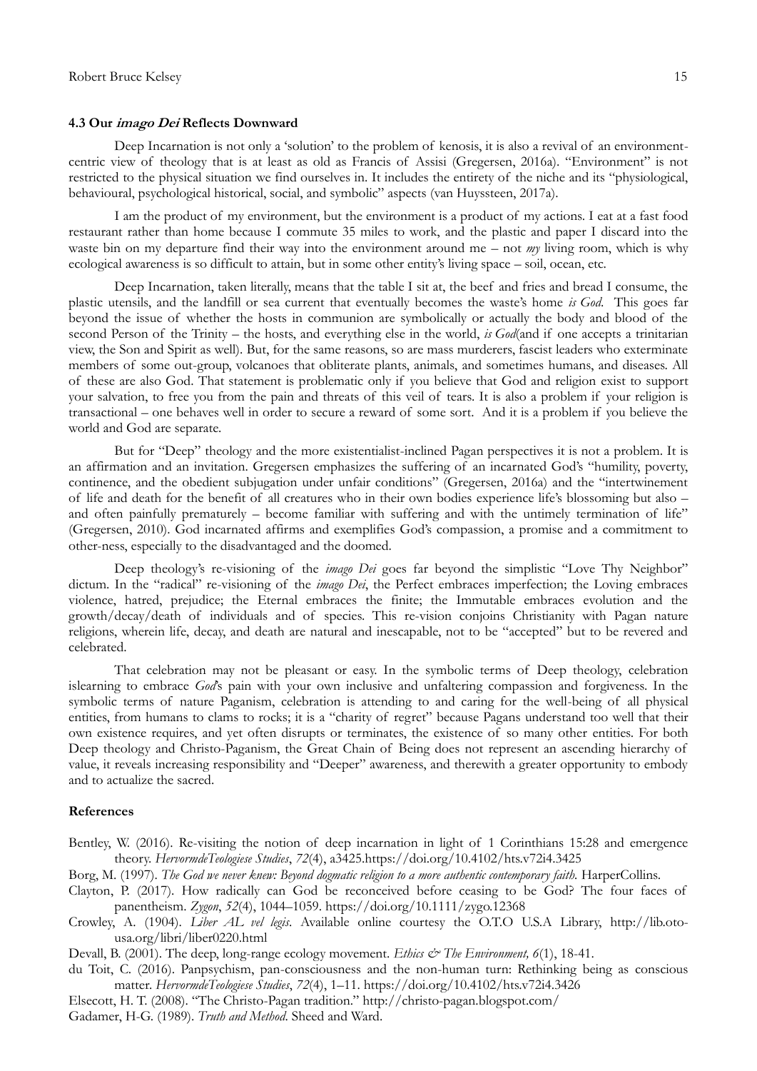### 4.3 Our *imago Dei* Reflects Downward

Deep Incarnation is not only a 'solution' to the problem of kenosis, it is also a revival of an environment-centric view of theology that is at least as old as Francis of Assisi (Gregersen, 2016a). "Environment" is not restricted to the physical situation we find ourselves in. It includes the entirety of the niche and its "physiological, behavioural, psychological historical, social, and symbolic" aspects (van Huyssteen, 2017a).

I am the product of my environment, but the environment is a product of my actions. I eat at a fast food restaurant rather than home because I commute 35 miles to work, and the plastic and paper I discard into the waste bin on my departure find their way into the environment around me – not *my* living room, which is why ecological awareness is so difficult to attain, but in some other entity's living space – soil, ocean, etc.

Deep Incarnation, taken literally, means that the table I sit at, the beef and fries and bread I consume, the plastic utensils, and the landfill or sea current that eventually becomes the waste's home *is God*. This goes far beyond the issue of whether the hosts in communion are symbolically or actually the body and blood of the second Person of the Trinity – the hosts, and everything else in the world, *is God*(and if one accepts a trinitarian view, the Son and Spirit as well). But, for the same reasons, so are mass murderers, fascist leaders who exterminate members of some out-group, volcanoes that obliterate plants, animals, and sometimes humans, and diseases. All of these are also God. That statement is problematic only if you believe that God and religion exist to support your salvation, to free you from the pain and threats of this veil of tears. It is also a problem if your religion is transactional – one behaves well in order to secure a reward of some sort. And it is a problem if you believe the world and God are separate.

But for "Deep" theology and the more existentialist-inclined Pagan perspectives it is not a problem. It is an affirmation and an invitation. Gregersen emphasizes the suffering of an incarnated God's "humility, poverty, continence, and the obedient subjugation under unfair conditions" (Gregersen, 2016a) and the "intertwinement of life and death for the benefit of all creatures who in their own bodies experience life's blossoming but also – and often painfully prematurely – become familiar with suffering and with the untimely termination of life" (Gregersen, 2010). God incarnated affirms and exemplifies God's compassion, a promise and a commitment to other-ness, especially to the disadvantaged and the doomed.

Deep theology's re-visioning of the *imago Dei* goes far beyond the simplistic "Love Thy Neighbor" dictum. In the "radical" re-visioning of the *imago Dei*, the Perfect embraces imperfection; the Loving embraces violence, hatred, prejudice; the Eternal embraces the finite; the Immutable embraces evolution and the growth/decay/death of individuals and of species. This re-vision conjoins Christianity with Pagan nature religions, wherein life, decay, and death are natural and inescapable, not to be "accepted" but to be revered and celebrated.

That celebration may not be pleasant or easy. In the symbolic terms of Deep theology, celebration islearning to embrace *God*'s pain with your own inclusive and unfaltering compassion and forgiveness. In the symbolic terms of nature Paganism, celebration is attending to and caring for the well-being of all physical entities, from humans to clams to rocks; it is a "charity of regret" because Pagans understand too well that their own existence requires, and yet often disrupts or terminates, the existence of so many other entities. For both Deep theology and Christo-Paganism, the Great Chain of Being does not represent an ascending hierarchy of value, it reveals increasing responsibility and "Deeper" awareness, and therewith a greater opportunity to embody and to actualize the sacred.

### References

Bentley, W. (2016). Re-visiting the notion of deep incarnation in light of 1 Corinthians 15:28 and emergence theory. *HervormdeTeologiese Studies*, *72*(4), a3425.https://doi.org/10.4102/hts.v72i4.3425

Borg, M. (1997). *The God we never knew: Beyond dogmatic religion to a more authentic contemporary faith*. HarperCollins.

Clayton, P. (2017). How radically can God be reconceived before ceasing to be God? The four faces of panentheism. *Zygon*, *52*(4), 1044–1059. https://doi.org/10.1111/zygo.12368

Crowley, A. (1904). *Liber AL vel legis*. Available online courtesy the O.T.O U.S.A Library, http://lib.oto-usa.org/libri/liber0220.html

Devall, B. (2001). The deep, long-range ecology movement. *Ethics & The Environment, 6*(1), 18-41.

du Toit, C. (2016). Panpsychism, pan-consciousness and the non-human turn: Rethinking being as conscious matter. *HervormdeTeologiese Studies*, *72*(4), 1–11. https://doi.org/10.4102/hts.v72i4.3426

Elsecott, H. T. (2008). "The Christo-Pagan tradition." http://christo-pagan.blogspot.com/

Gadamer, H-G. (1989). *Truth and Method*. Sheed and Ward.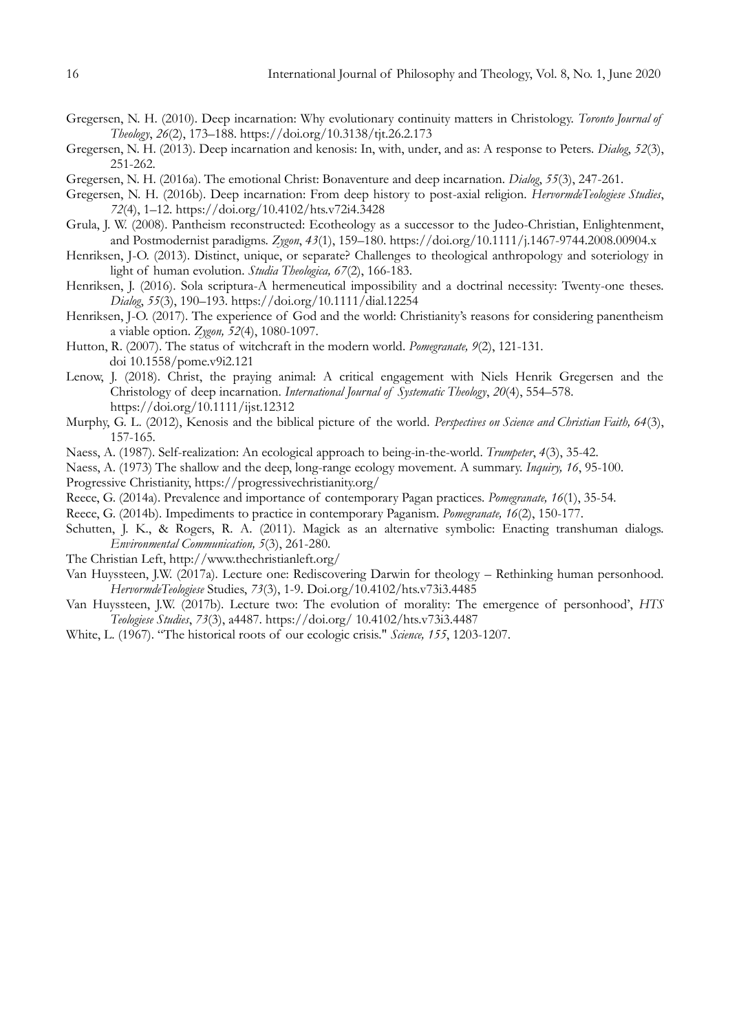Gregersen, N. H. (2010). Deep incarnation: Why evolutionary continuity matters in Christology. *Toronto Journal of Theology*, *26*(2), 173–188. https://doi.org/10.3138/tjt.26.2.173

Gregersen, N. H. (2013). Deep incarnation and kenosis: In, with, under, and as: A response to Peters. *Dialog*, *52*(3), 251-262.

Gregersen, N. H. (2016a). The emotional Christ: Bonaventure and deep incarnation. *Dialog*, *55*(3), 247-261.

Gregersen, N. H. (2016b). Deep incarnation: From deep history to post-axial religion. *HervormdeTeologiese Studies*, *72*(4), 1–12. https://doi.org/10.4102/hts.v72i4.3428

Grula, J. W. (2008). Pantheism reconstructed: Ecotheology as a successor to the Judeo-Christian, Enlightenment, and Postmodernist paradigms. *Zygon*, *43*(1), 159–180. https://doi.org/10.1111/j.1467-9744.2008.00904.x

Henriksen, J-O. (2013). Distinct, unique, or separate? Challenges to theological anthropology and soteriology in light of human evolution. *Studia Theologica, 67*(2), 166-183.

Henriksen, J. (2016). Sola scriptura-A hermeneutical impossibility and a doctrinal necessity: Twenty-one theses. *Dialog*, *55*(3), 190–193. https://doi.org/10.1111/dial.12254

Henriksen, J-O. (2017). The experience of God and the world: Christianity's reasons for considering panentheism a viable option. *Zygon, 52*(4), 1080-1097.

Hutton, R. (2007). The status of witchcraft in the modern world. *Pomegranate, 9*(2), 121-131. doi 10.1558/pome.v9i2.121

Lenow, J. (2018). Christ, the praying animal: A critical engagement with Niels Henrik Gregersen and the Christology of deep incarnation. *International Journal of Systematic Theology*, *20*(4), 554–578. https://doi.org/10.1111/ijst.12312

Murphy, G. L. (2012), Kenosis and the biblical picture of the world. *Perspectives on Science and Christian Faith, 64*(3), 157-165.

Naess, A. (1987). Self-realization: An ecological approach to being-in-the-world. *Trumpeter*, *4*(3), 35-42.

Naess, A. (1973) The shallow and the deep, long-range ecology movement. A summary. *Inquiry, 16*, 95-100.

Progressive Christianity, https://progressivechristianity.org/

Reece, G. (2014a). Prevalence and importance of contemporary Pagan practices. *Pomegranate, 16*(1), 35-54.

Reece, G. (2014b). Impediments to practice in contemporary Paganism. *Pomegranate, 16*(2), 150-177.

Schutten, J. K., & Rogers, R. A. (2011). Magick as an alternative symbolic: Enacting transhuman dialogs. *Environmental Communication, 5*(3), 261-280.

The Christian Left, http://www.thechristianleft.org/

Van Huyssteen, J.W. (2017a). Lecture one: Rediscovering Darwin for theology – Rethinking human personhood. *HervormdeTeologiese* Studies, *73*(3), 1-9. Doi.org/10.4102/hts.v73i3.4485

Van Huyssteen, J.W. (2017b). Lecture two: The evolution of morality: The emergence of personhood', *HTS Teologiese Studies*, *73*(3), a4487. https://doi.org/ 10.4102/hts.v73i3.4487

White, L. (1967). "The historical roots of our ecologic crisis." *Science, 155*, 1203-1207.